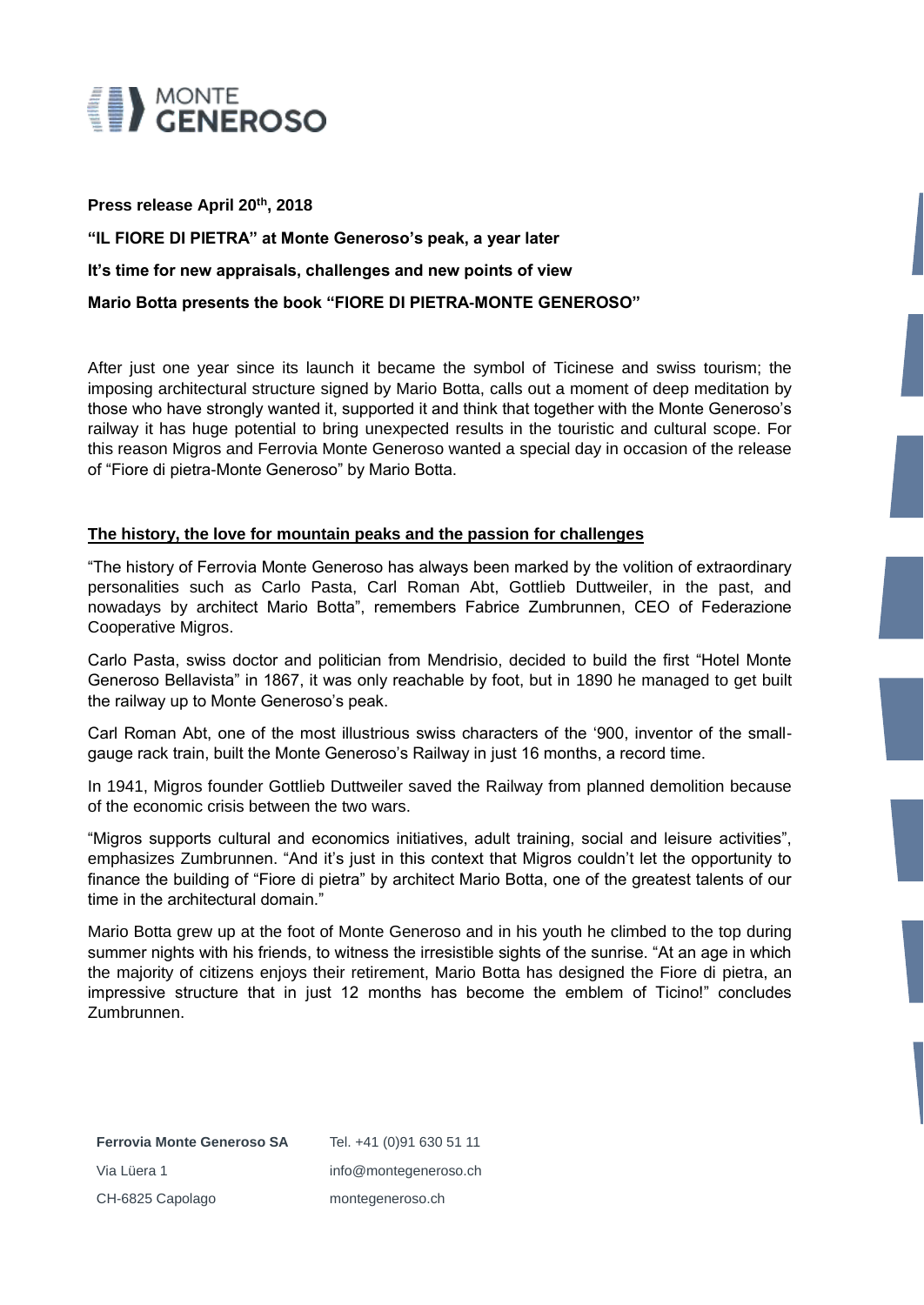**Press release April 20th, 2018**

**"IL FIORE DI PIETRA" at Monte Generoso's peak, a year later**

**It's time for new appraisals, challenges and new points of view**

**Mario Botta presents the book "FIORE DI PIETRA-MONTE GENEROSO"**

After just one year since its launch it became the symbol of Ticinese and swiss tourism; the imposing architectural structure signed by Mario Botta, calls out a moment of deep meditation by those who have strongly wanted it, supported it and think that together with the Monte Generoso's railway it has huge potential to bring unexpected results in the touristic and cultural scope. For this reason Migros and Ferrovia Monte Generoso wanted a special day in occasion of the release of "Fiore di pietra-Monte Generoso" by Mario Botta.

## The history, the love for mountain peaks and the passion for challenges

"The history of Ferrovia Monte Generoso has always been marked by the volition of extraordinary personalities such as Carlo Pasta, Carl Roman Abt, Gottlieb Duttweiler, in the past, and nowadays by architect Mario Botta", remembers Fabrice Zumbrunnen, CEO of Federazione Cooperative Migros.

Carlo Pasta, swiss doctor and politician from Mendrisio, decided to build the first "Hotel Monte Generoso Bellavista" in 1867, it was only reachable by foot, but in 1890 he managed to get built the railway up to Monte Generoso's peak.

Carl Roman Abt, one of the most illustrious swiss characters of the '900, inventor of the small-gauge rack train, built the Monte Generoso's Railway in just 16 months, a record time.

In 1941, Migros founder Gottlieb Duttweiler saved the Railway from planned demolition because of the economic crisis between the two wars.

"Migros supports cultural and economics initiatives, adult training, social and leisure activities", emphasizes Zumbrunnen. "And it's just in this context that Migros couldn't let the opportunity to finance the building of "Fiore di pietra" by architect Mario Botta, one of the greatest talents of our time in the architectural domain."

Mario Botta grew up at the foot of Monte Generoso and in his youth he climbed to the top during summer nights with his friends, to witness the irresistible sights of the sunrise. "At an age in which the majority of citizens enjoys their retirement, Mario Botta has designed the Fiore di pietra, an impressive structure that in just 12 months has become the emblem of Ticino!" concludes Zumbrunnen.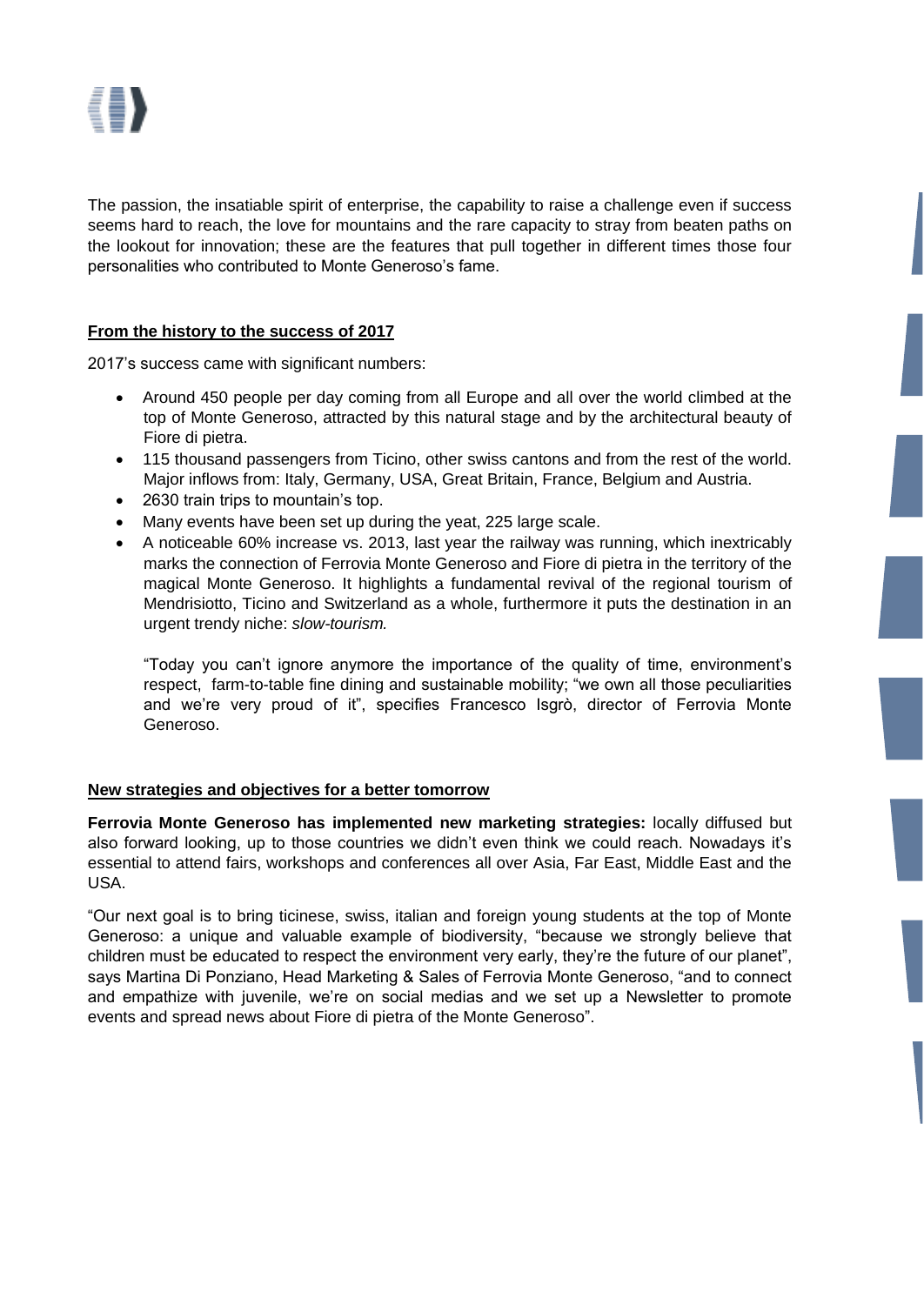The passion, the insatiable spirit of enterprise, the capability to raise a challenge even if success seems hard to reach, the love for mountains and the rare capacity to stray from beaten paths on the lookout for innovation; these are the features that pull together in different times those four personalities who contributed to Monte Generoso's fame.

## From the history to the success of 2017

2017's success came with significant numbers:

- Around 450 people per day coming from all Europe and all over the world climbed at the top of Monte Generoso, attracted by this natural stage and by the architectural beauty of Fiore di pietra.
- 115 thousand passengers from Ticino, other swiss cantons and from the rest of the world. Major inflows from: Italy, Germany, USA, Great Britain, France, Belgium and Austria.
- 2630 train trips to mountain's top.
- Many events have been set up during the yeat, 225 large scale.
- A noticeable 60% increase vs. 2013, last year the railway was running, which inextricably marks the connection of Ferrovia Monte Generoso and Fiore di pietra in the territory of the magical Monte Generoso. It highlights a fundamental revival of the regional tourism of Mendrisiotto, Ticino and Switzerland as a whole, furthermore it puts the destination in an urgent trendy niche: *slow-tourism.*

  "Today you can't ignore anymore the importance of the quality of time, environment's respect, farm-to-table fine dining and sustainable mobility; "we own all those peculiarities and we're very proud of it", specifies Francesco Isgrò, director of Ferrovia Monte Generoso.

## New strategies and objectives for a better tomorrow

**Ferrovia Monte Generoso has implemented new marketing strategies:** locally diffused but also forward looking, up to those countries we didn't even think we could reach. Nowadays it's essential to attend fairs, workshops and conferences all over Asia, Far East, Middle East and the USA.

"Our next goal is to bring ticinese, swiss, italian and foreign young students at the top of Monte Generoso: a unique and valuable example of biodiversity, "because we strongly believe that children must be educated to respect the environment very early, they're the future of our planet", says Martina Di Ponziano, Head Marketing & Sales of Ferrovia Monte Generoso, "and to connect and empathize with juvenile, we're on social medias and we set up a Newsletter to promote events and spread news about Fiore di pietra of the Monte Generoso".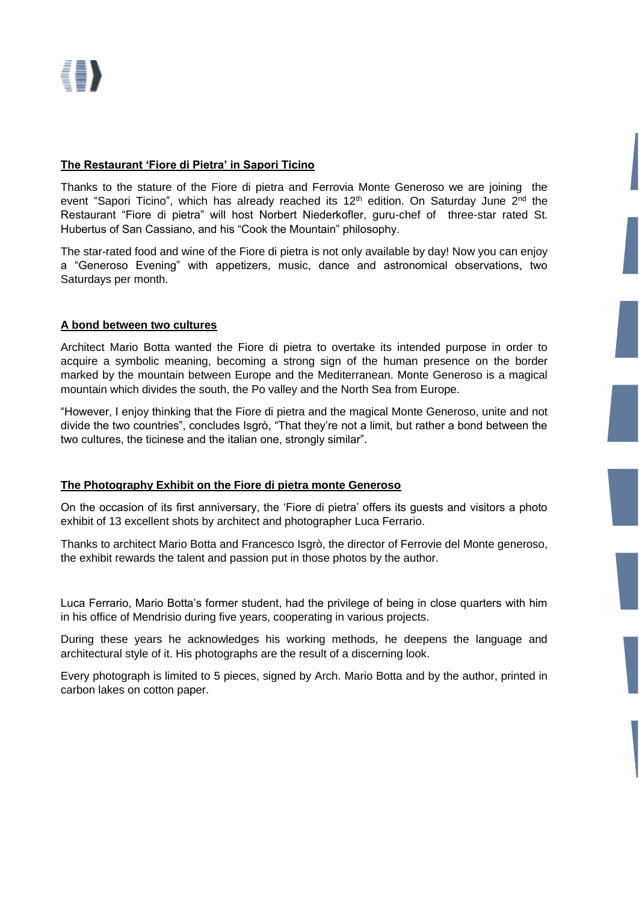## The Restaurant 'Fiore di Pietra' in Sapori Ticino

Thanks to the stature of the Fiore di pietra and Ferrovia Monte Generoso we are joining the event "Sapori Ticino", which has already reached its 12th edition. On Saturday June 2nd the Restaurant "Fiore di pietra" will host Norbert Niederkofler, guru-chef of three-star rated St. Hubertus of San Cassiano, and his "Cook the Mountain" philosophy.

The star-rated food and wine of the Fiore di pietra is not only available by day! Now you can enjoy a "Generoso Evening" with appetizers, music, dance and astronomical observations, two Saturdays per month.

## A bond between two cultures

Architect Mario Botta wanted the Fiore di pietra to overtake its intended purpose in order to acquire a symbolic meaning, becoming a strong sign of the human presence on the border marked by the mountain between Europe and the Mediterranean. Monte Generoso is a magical mountain which divides the south, the Po valley and the North Sea from Europe.

"However, I enjoy thinking that the Fiore di pietra and the magical Monte Generoso, unite and not divide the two countries", concludes Isgrò, "That they're not a limit, but rather a bond between the two cultures, the ticinese and the italian one, strongly similar".

## The Photography Exhibit on the Fiore di pietra monte Generoso

On the occasion of its first anniversary, the 'Fiore di pietra' offers its guests and visitors a photo exhibit of 13 excellent shots by architect and photographer Luca Ferrario.

Thanks to architect Mario Botta and Francesco Isgrò, the director of Ferrovie del Monte generoso, the exhibit rewards the talent and passion put in those photos by the author.

Luca Ferrario, Mario Botta's former student, had the privilege of being in close quarters with him in his office of Mendrisio during five years, cooperating in various projects.

During these years he acknowledges his working methods, he deepens the language and architectural style of it. His photographs are the result of a discerning look.

Every photograph is limited to 5 pieces, signed by Arch. Mario Botta and by the author, printed in carbon lakes on cotton paper.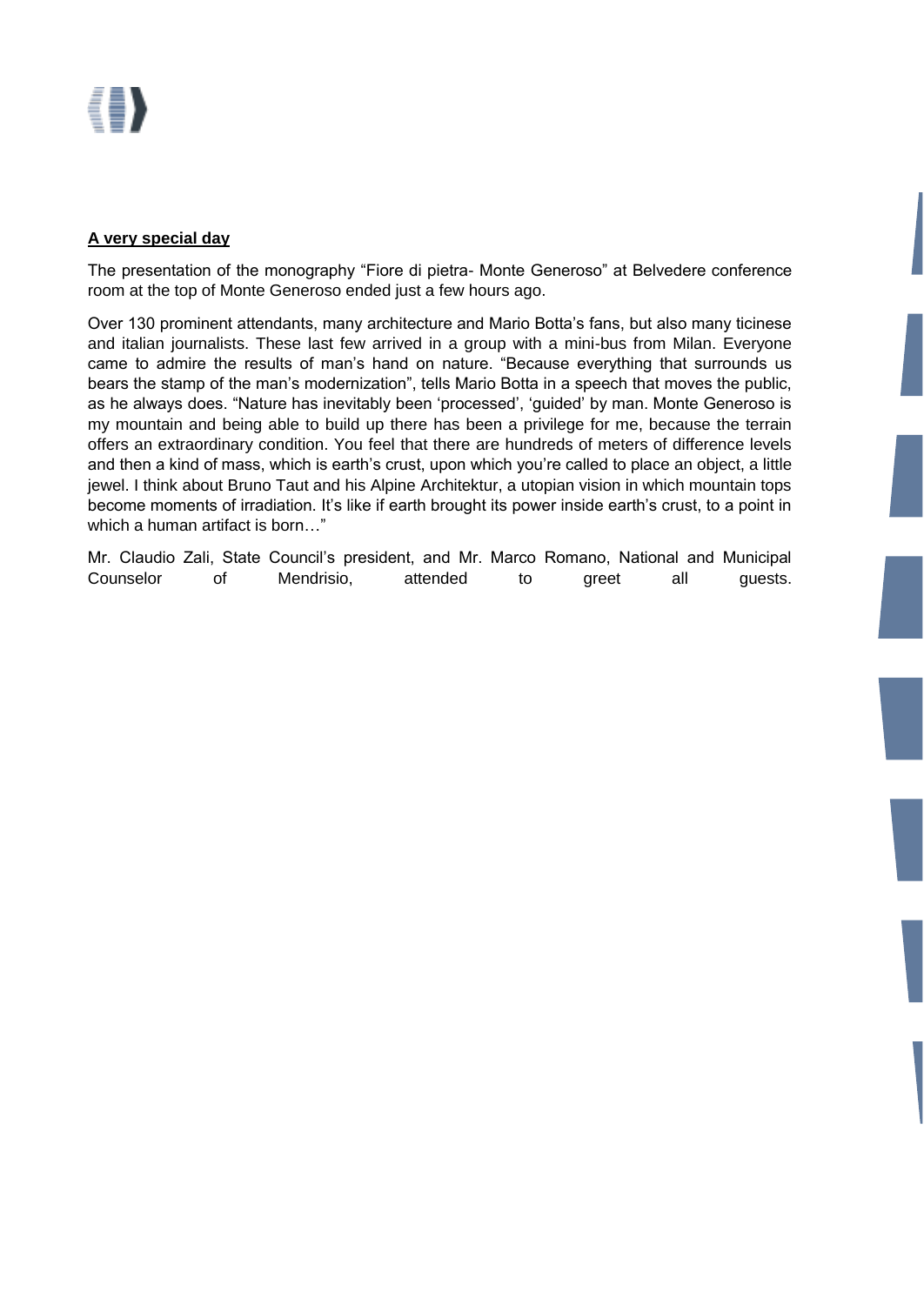**A very special day**

The presentation of the monography “Fiore di pietra- Monte Generoso” at Belvedere conference room at the top of Monte Generoso ended just a few hours ago.

Over 130 prominent attendants, many architecture and Mario Botta’s fans, but also many ticinese and italian journalists. These last few arrived in a group with a mini-bus from Milan. Everyone came to admire the results of man’s hand on nature. “Because everything that surrounds us bears the stamp of the man’s modernization”, tells Mario Botta in a speech that moves the public, as he always does. “Nature has inevitably been ‘processed’, ‘guided’ by man. Monte Generoso is my mountain and being able to build up there has been a privilege for me, because the terrain offers an extraordinary condition. You feel that there are hundreds of meters of difference levels and then a kind of mass, which is earth’s crust, upon which you’re called to place an object, a little jewel. I think about Bruno Taut and his Alpine Architektur, a utopian vision in which mountain tops become moments of irradiation. It’s like if earth brought its power inside earth’s crust, to a point in which a human artifact is born…”

Mr. Claudio Zali, State Council’s president, and Mr. Marco Romano, National and Municipal Counselor of Mendrisio, attended to greet all guests.